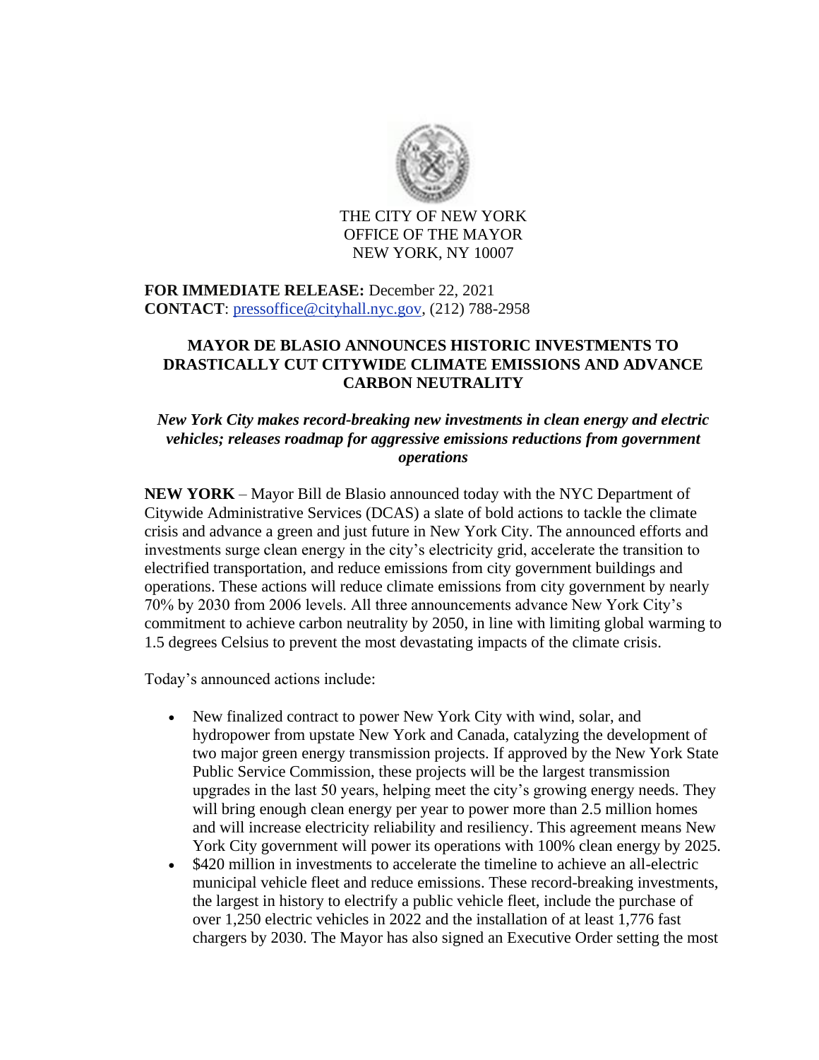THE CITY OF NEW YORK
OFFICE OF THE MAYOR
NEW YORK, NY 10007

**FOR IMMEDIATE RELEASE:** December 22, 2021
**CONTACT**: pressoffice@cityhall.nyc.gov, (212) 788-2958

# MAYOR DE BLASIO ANNOUNCES HISTORIC INVESTMENTS TO DRASTICALLY CUT CITYWIDE CLIMATE EMISSIONS AND ADVANCE CARBON NEUTRALITY

***New York City makes record-breaking new investments in clean energy and electric vehicles; releases roadmap for aggressive emissions reductions from government operations***

**NEW YORK** – Mayor Bill de Blasio announced today with the NYC Department of Citywide Administrative Services (DCAS) a slate of bold actions to tackle the climate crisis and advance a green and just future in New York City. The announced efforts and investments surge clean energy in the city's electricity grid, accelerate the transition to electrified transportation, and reduce emissions from city government buildings and operations. These actions will reduce climate emissions from city government by nearly 70% by 2030 from 2006 levels. All three announcements advance New York City's commitment to achieve carbon neutrality by 2050, in line with limiting global warming to 1.5 degrees Celsius to prevent the most devastating impacts of the climate crisis.

Today's announced actions include:

- New finalized contract to power New York City with wind, solar, and hydropower from upstate New York and Canada, catalyzing the development of two major green energy transmission projects. If approved by the New York State Public Service Commission, these projects will be the largest transmission upgrades in the last 50 years, helping meet the city's growing energy needs. They will bring enough clean energy per year to power more than 2.5 million homes and will increase electricity reliability and resiliency. This agreement means New York City government will power its operations with 100% clean energy by 2025.
- $420 million in investments to accelerate the timeline to achieve an all-electric municipal vehicle fleet and reduce emissions. These record-breaking investments, the largest in history to electrify a public vehicle fleet, include the purchase of over 1,250 electric vehicles in 2022 and the installation of at least 1,776 fast chargers by 2030. The Mayor has also signed an Executive Order setting the most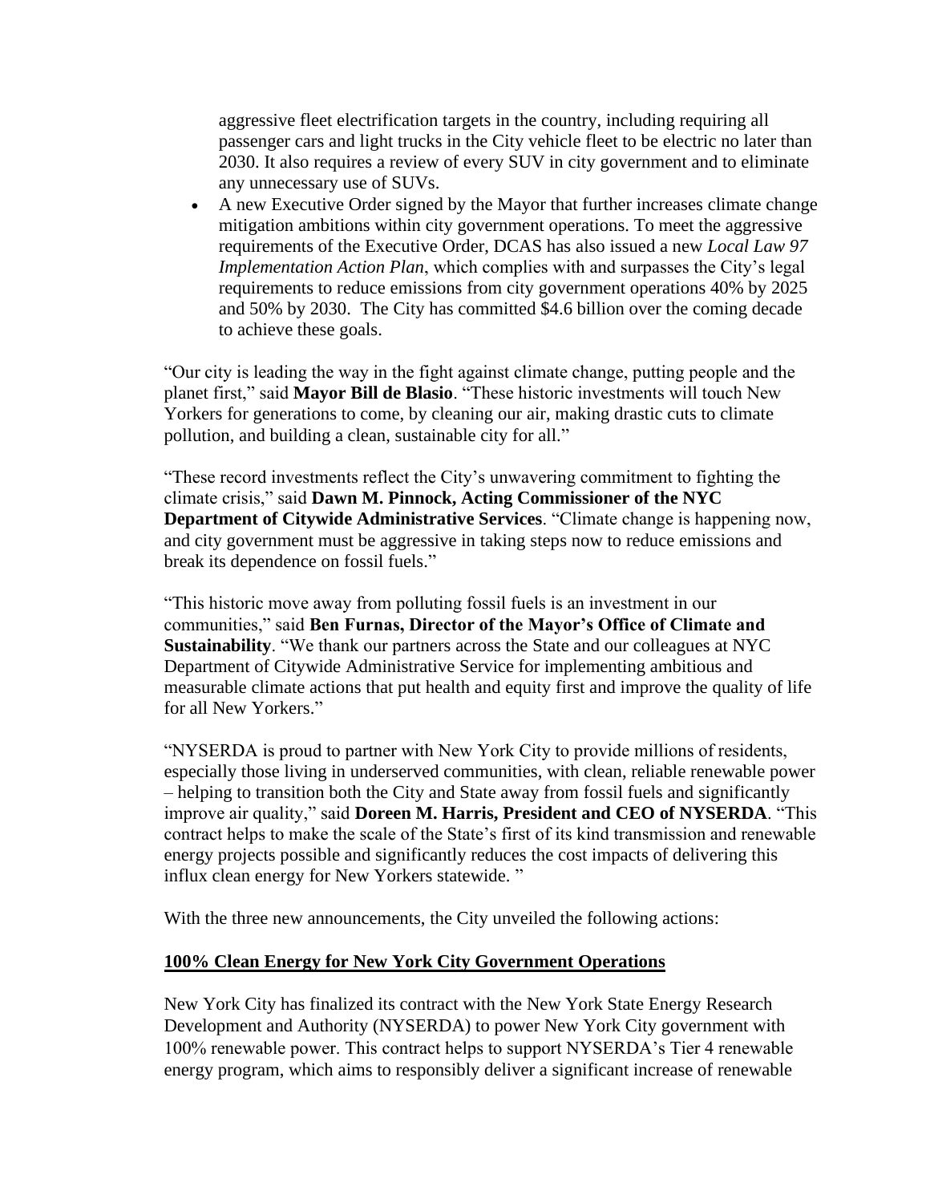aggressive fleet electrification targets in the country, including requiring all passenger cars and light trucks in the City vehicle fleet to be electric no later than 2030. It also requires a review of every SUV in city government and to eliminate any unnecessary use of SUVs.

- A new Executive Order signed by the Mayor that further increases climate change mitigation ambitions within city government operations. To meet the aggressive requirements of the Executive Order, DCAS has also issued a new *Local Law 97 Implementation Action Plan*, which complies with and surpasses the City's legal requirements to reduce emissions from city government operations 40% by 2025 and 50% by 2030. The City has committed $4.6 billion over the coming decade to achieve these goals.

"Our city is leading the way in the fight against climate change, putting people and the planet first," said **Mayor Bill de Blasio**. "These historic investments will touch New Yorkers for generations to come, by cleaning our air, making drastic cuts to climate pollution, and building a clean, sustainable city for all."

"These record investments reflect the City's unwavering commitment to fighting the climate crisis," said **Dawn M. Pinnock, Acting Commissioner of the NYC Department of Citywide Administrative Services**. "Climate change is happening now, and city government must be aggressive in taking steps now to reduce emissions and break its dependence on fossil fuels."

"This historic move away from polluting fossil fuels is an investment in our communities," said **Ben Furnas, Director of the Mayor's Office of Climate and Sustainability**. "We thank our partners across the State and our colleagues at NYC Department of Citywide Administrative Service for implementing ambitious and measurable climate actions that put health and equity first and improve the quality of life for all New Yorkers."

"NYSERDA is proud to partner with New York City to provide millions of residents, especially those living in underserved communities, with clean, reliable renewable power – helping to transition both the City and State away from fossil fuels and significantly improve air quality," said **Doreen M. Harris, President and CEO of NYSERDA**. "This contract helps to make the scale of the State's first of its kind transmission and renewable energy projects possible and significantly reduces the cost impacts of delivering this influx clean energy for New Yorkers statewide. "

With the three new announcements, the City unveiled the following actions:

**<u>100% Clean Energy for New York City Government Operations</u>**

New York City has finalized its contract with the New York State Energy Research Development and Authority (NYSERDA) to power New York City government with 100% renewable power. This contract helps to support NYSERDA's Tier 4 renewable energy program, which aims to responsibly deliver a significant increase of renewable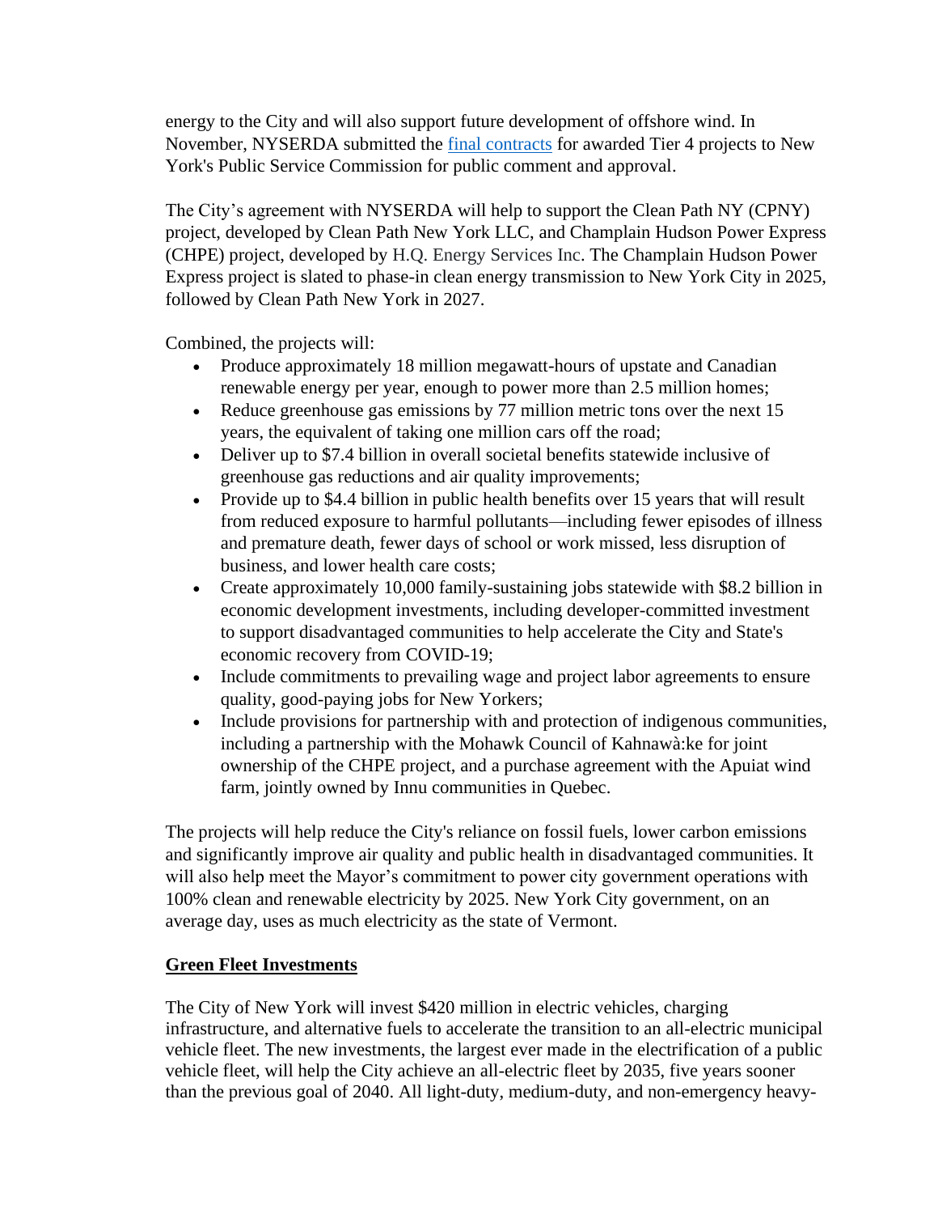energy to the City and will also support future development of offshore wind. In November, NYSERDA submitted the [final contracts] for awarded Tier 4 projects to New York's Public Service Commission for public comment and approval.

The City's agreement with NYSERDA will help to support the Clean Path NY (CPNY) project, developed by Clean Path New York LLC, and Champlain Hudson Power Express (CHPE) project, developed by H.Q. Energy Services Inc. The Champlain Hudson Power Express project is slated to phase-in clean energy transmission to New York City in 2025, followed by Clean Path New York in 2027.

Combined, the projects will:

- Produce approximately 18 million megawatt-hours of upstate and Canadian renewable energy per year, enough to power more than 2.5 million homes;
- Reduce greenhouse gas emissions by 77 million metric tons over the next 15 years, the equivalent of taking one million cars off the road;
- Deliver up to $7.4 billion in overall societal benefits statewide inclusive of greenhouse gas reductions and air quality improvements;
- Provide up to $4.4 billion in public health benefits over 15 years that will result from reduced exposure to harmful pollutants—including fewer episodes of illness and premature death, fewer days of school or work missed, less disruption of business, and lower health care costs;
- Create approximately 10,000 family-sustaining jobs statewide with $8.2 billion in economic development investments, including developer-committed investment to support disadvantaged communities to help accelerate the City and State's economic recovery from COVID-19;
- Include commitments to prevailing wage and project labor agreements to ensure quality, good-paying jobs for New Yorkers;
- Include provisions for partnership with and protection of indigenous communities, including a partnership with the Mohawk Council of Kahnawà:ke for joint ownership of the CHPE project, and a purchase agreement with the Apuiat wind farm, jointly owned by Innu communities in Quebec.

The projects will help reduce the City's reliance on fossil fuels, lower carbon emissions and significantly improve air quality and public health in disadvantaged communities. It will also help meet the Mayor's commitment to power city government operations with 100% clean and renewable electricity by 2025. New York City government, on an average day, uses as much electricity as the state of Vermont.

**Green Fleet Investments**

The City of New York will invest $420 million in electric vehicles, charging infrastructure, and alternative fuels to accelerate the transition to an all-electric municipal vehicle fleet. The new investments, the largest ever made in the electrification of a public vehicle fleet, will help the City achieve an all-electric fleet by 2035, five years sooner than the previous goal of 2040. All light-duty, medium-duty, and non-emergency heavy-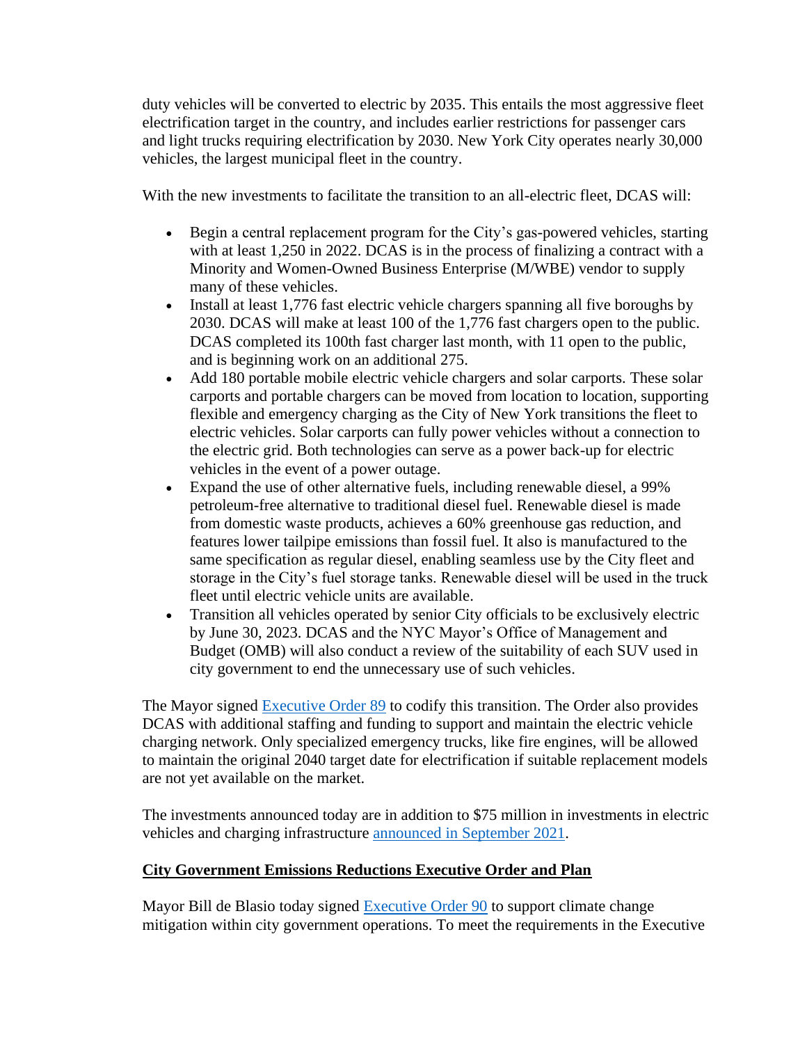duty vehicles will be converted to electric by 2035. This entails the most aggressive fleet electrification target in the country, and includes earlier restrictions for passenger cars and light trucks requiring electrification by 2030. New York City operates nearly 30,000 vehicles, the largest municipal fleet in the country.

With the new investments to facilitate the transition to an all-electric fleet, DCAS will:

- Begin a central replacement program for the City's gas-powered vehicles, starting with at least 1,250 in 2022. DCAS is in the process of finalizing a contract with a Minority and Women-Owned Business Enterprise (M/WBE) vendor to supply many of these vehicles.
- Install at least 1,776 fast electric vehicle chargers spanning all five boroughs by 2030. DCAS will make at least 100 of the 1,776 fast chargers open to the public. DCAS completed its 100th fast charger last month, with 11 open to the public, and is beginning work on an additional 275.
- Add 180 portable mobile electric vehicle chargers and solar carports. These solar carports and portable chargers can be moved from location to location, supporting flexible and emergency charging as the City of New York transitions the fleet to electric vehicles. Solar carports can fully power vehicles without a connection to the electric grid. Both technologies can serve as a power back-up for electric vehicles in the event of a power outage.
- Expand the use of other alternative fuels, including renewable diesel, a 99% petroleum-free alternative to traditional diesel fuel. Renewable diesel is made from domestic waste products, achieves a 60% greenhouse gas reduction, and features lower tailpipe emissions than fossil fuel. It also is manufactured to the same specification as regular diesel, enabling seamless use by the City fleet and storage in the City's fuel storage tanks. Renewable diesel will be used in the truck fleet until electric vehicle units are available.
- Transition all vehicles operated by senior City officials to be exclusively electric by June 30, 2023. DCAS and the NYC Mayor's Office of Management and Budget (OMB) will also conduct a review of the suitability of each SUV used in city government to end the unnecessary use of such vehicles.

The Mayor signed Executive Order 89 to codify this transition. The Order also provides DCAS with additional staffing and funding to support and maintain the electric vehicle charging network. Only specialized emergency trucks, like fire engines, will be allowed to maintain the original 2040 target date for electrification if suitable replacement models are not yet available on the market.

The investments announced today are in addition to $75 million in investments in electric vehicles and charging infrastructure announced in September 2021.

**City Government Emissions Reductions Executive Order and Plan**

Mayor Bill de Blasio today signed Executive Order 90 to support climate change mitigation within city government operations. To meet the requirements in the Executive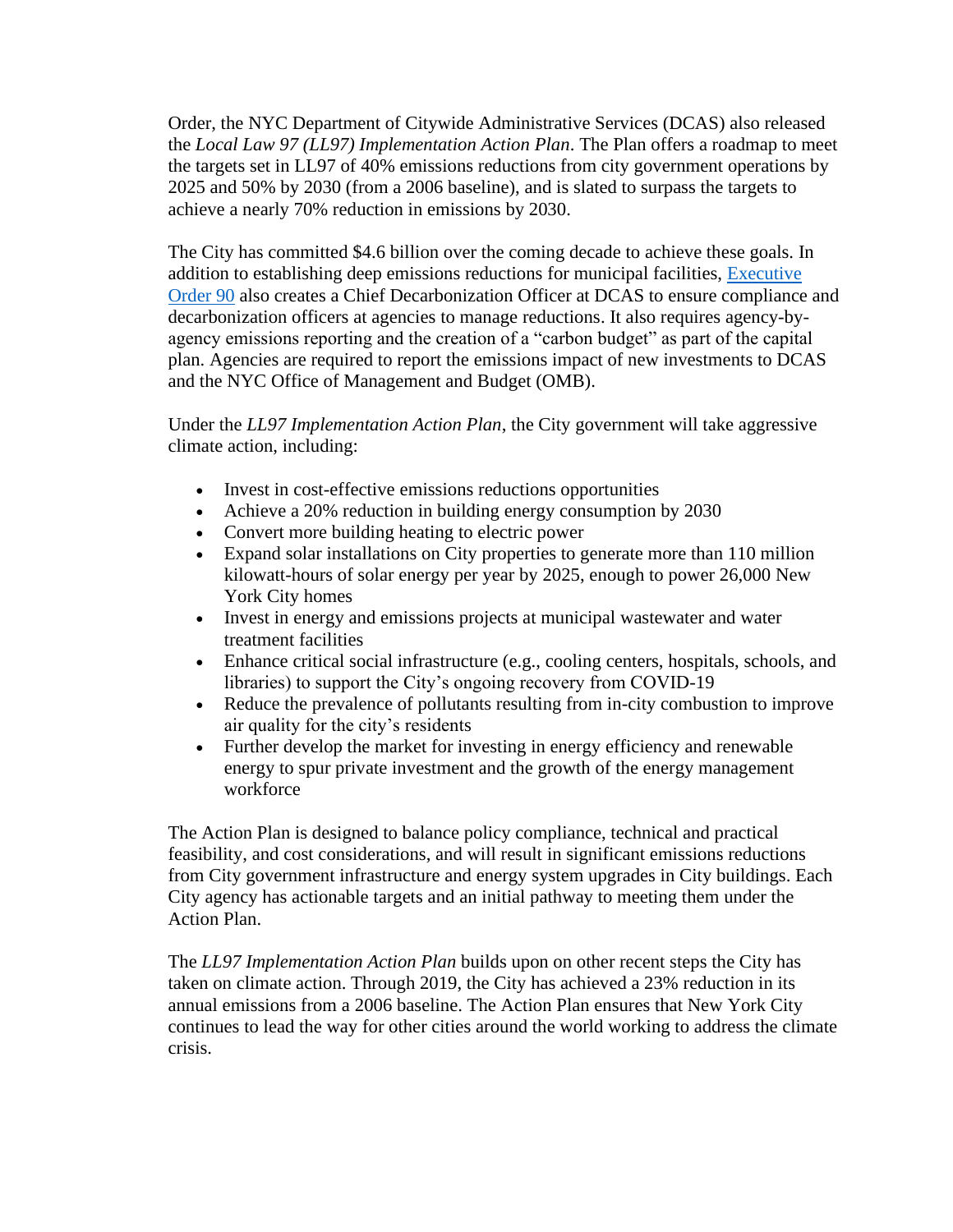Order, the NYC Department of Citywide Administrative Services (DCAS) also released the *Local Law 97 (LL97) Implementation Action Plan*. The Plan offers a roadmap to meet the targets set in LL97 of 40% emissions reductions from city government operations by 2025 and 50% by 2030 (from a 2006 baseline), and is slated to surpass the targets to achieve a nearly 70% reduction in emissions by 2030.

The City has committed $4.6 billion over the coming decade to achieve these goals. In addition to establishing deep emissions reductions for municipal facilities, Executive Order 90 also creates a Chief Decarbonization Officer at DCAS to ensure compliance and decarbonization officers at agencies to manage reductions. It also requires agency-by-agency emissions reporting and the creation of a "carbon budget" as part of the capital plan. Agencies are required to report the emissions impact of new investments to DCAS and the NYC Office of Management and Budget (OMB).

Under the *LL97 Implementation Action Plan*, the City government will take aggressive climate action, including:

- Invest in cost-effective emissions reductions opportunities
- Achieve a 20% reduction in building energy consumption by 2030
- Convert more building heating to electric power
- Expand solar installations on City properties to generate more than 110 million kilowatt-hours of solar energy per year by 2025, enough to power 26,000 New York City homes
- Invest in energy and emissions projects at municipal wastewater and water treatment facilities
- Enhance critical social infrastructure (e.g., cooling centers, hospitals, schools, and libraries) to support the City's ongoing recovery from COVID-19
- Reduce the prevalence of pollutants resulting from in-city combustion to improve air quality for the city's residents
- Further develop the market for investing in energy efficiency and renewable energy to spur private investment and the growth of the energy management workforce

The Action Plan is designed to balance policy compliance, technical and practical feasibility, and cost considerations, and will result in significant emissions reductions from City government infrastructure and energy system upgrades in City buildings. Each City agency has actionable targets and an initial pathway to meeting them under the Action Plan.

The *LL97 Implementation Action Plan* builds upon on other recent steps the City has taken on climate action. Through 2019, the City has achieved a 23% reduction in its annual emissions from a 2006 baseline. The Action Plan ensures that New York City continues to lead the way for other cities around the world working to address the climate crisis.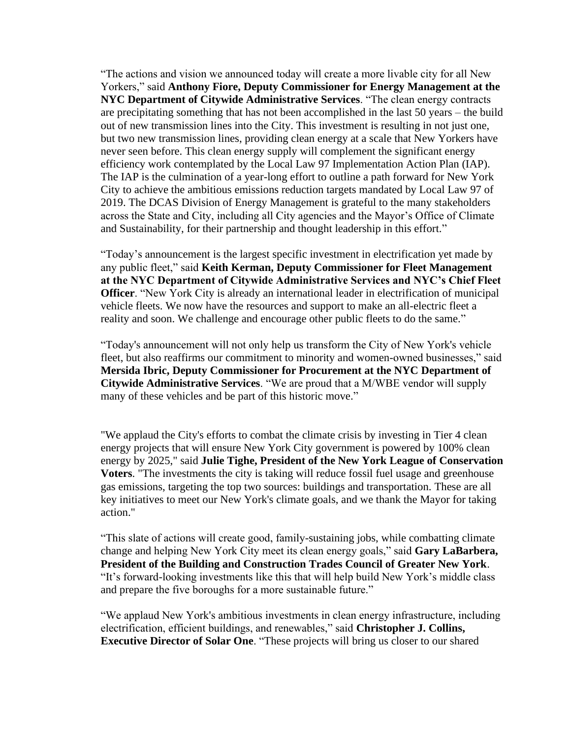“The actions and vision we announced today will create a more livable city for all New Yorkers,” said **Anthony Fiore, Deputy Commissioner for Energy Management at the NYC Department of Citywide Administrative Services**. “The clean energy contracts are precipitating something that has not been accomplished in the last 50 years – the build out of new transmission lines into the City. This investment is resulting in not just one, but two new transmission lines, providing clean energy at a scale that New Yorkers have never seen before. This clean energy supply will complement the significant energy efficiency work contemplated by the Local Law 97 Implementation Action Plan (IAP). The IAP is the culmination of a year-long effort to outline a path forward for New York City to achieve the ambitious emissions reduction targets mandated by Local Law 97 of 2019. The DCAS Division of Energy Management is grateful to the many stakeholders across the State and City, including all City agencies and the Mayor’s Office of Climate and Sustainability, for their partnership and thought leadership in this effort.”

“Today’s announcement is the largest specific investment in electrification yet made by any public fleet,” said **Keith Kerman, Deputy Commissioner for Fleet Management at the NYC Department of Citywide Administrative Services and NYC’s Chief Fleet Officer**. “New York City is already an international leader in electrification of municipal vehicle fleets. We now have the resources and support to make an all-electric fleet a reality and soon. We challenge and encourage other public fleets to do the same.”

“Today's announcement will not only help us transform the City of New York's vehicle fleet, but also reaffirms our commitment to minority and women-owned businesses,” said **Mersida Ibric, Deputy Commissioner for Procurement at the NYC Department of Citywide Administrative Services**. “We are proud that a M/WBE vendor will supply many of these vehicles and be part of this historic move.”

"We applaud the City's efforts to combat the climate crisis by investing in Tier 4 clean energy projects that will ensure New York City government is powered by 100% clean energy by 2025," said **Julie Tighe, President of the New York League of Conservation Voters**. "The investments the city is taking will reduce fossil fuel usage and greenhouse gas emissions, targeting the top two sources: buildings and transportation. These are all key initiatives to meet our New York's climate goals, and we thank the Mayor for taking action."

“This slate of actions will create good, family-sustaining jobs, while combatting climate change and helping New York City meet its clean energy goals,” said **Gary LaBarbera, President of the Building and Construction Trades Council of Greater New York**. “It’s forward-looking investments like this that will help build New York’s middle class and prepare the five boroughs for a more sustainable future.”

“We applaud New York's ambitious investments in clean energy infrastructure, including electrification, efficient buildings, and renewables,” said **Christopher J. Collins, Executive Director of Solar One**. “These projects will bring us closer to our shared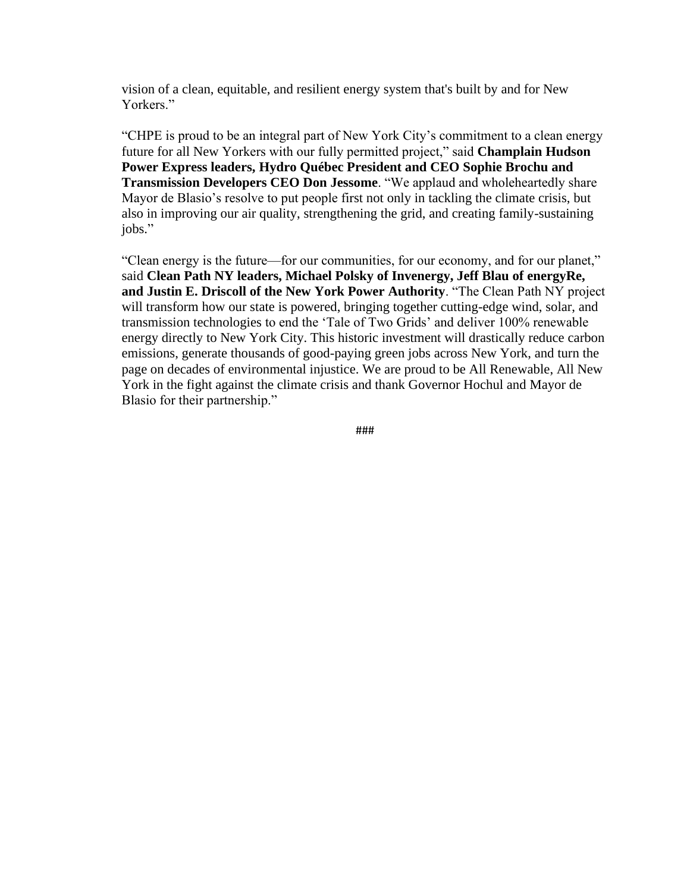vision of a clean, equitable, and resilient energy system that's built by and for New Yorkers."

"CHPE is proud to be an integral part of New York City's commitment to a clean energy future for all New Yorkers with our fully permitted project," said **Champlain Hudson Power Express leaders, Hydro Québec President and CEO Sophie Brochu and Transmission Developers CEO Don Jessome**. "We applaud and wholeheartedly share Mayor de Blasio's resolve to put people first not only in tackling the climate crisis, but also in improving our air quality, strengthening the grid, and creating family-sustaining jobs."

"Clean energy is the future—for our communities, for our economy, and for our planet," said **Clean Path NY leaders, Michael Polsky of Invenergy, Jeff Blau of energyRe, and Justin E. Driscoll of the New York Power Authority**. "The Clean Path NY project will transform how our state is powered, bringing together cutting-edge wind, solar, and transmission technologies to end the 'Tale of Two Grids' and deliver 100% renewable energy directly to New York City. This historic investment will drastically reduce carbon emissions, generate thousands of good-paying green jobs across New York, and turn the page on decades of environmental injustice. We are proud to be All Renewable, All New York in the fight against the climate crisis and thank Governor Hochul and Mayor de Blasio for their partnership."

###